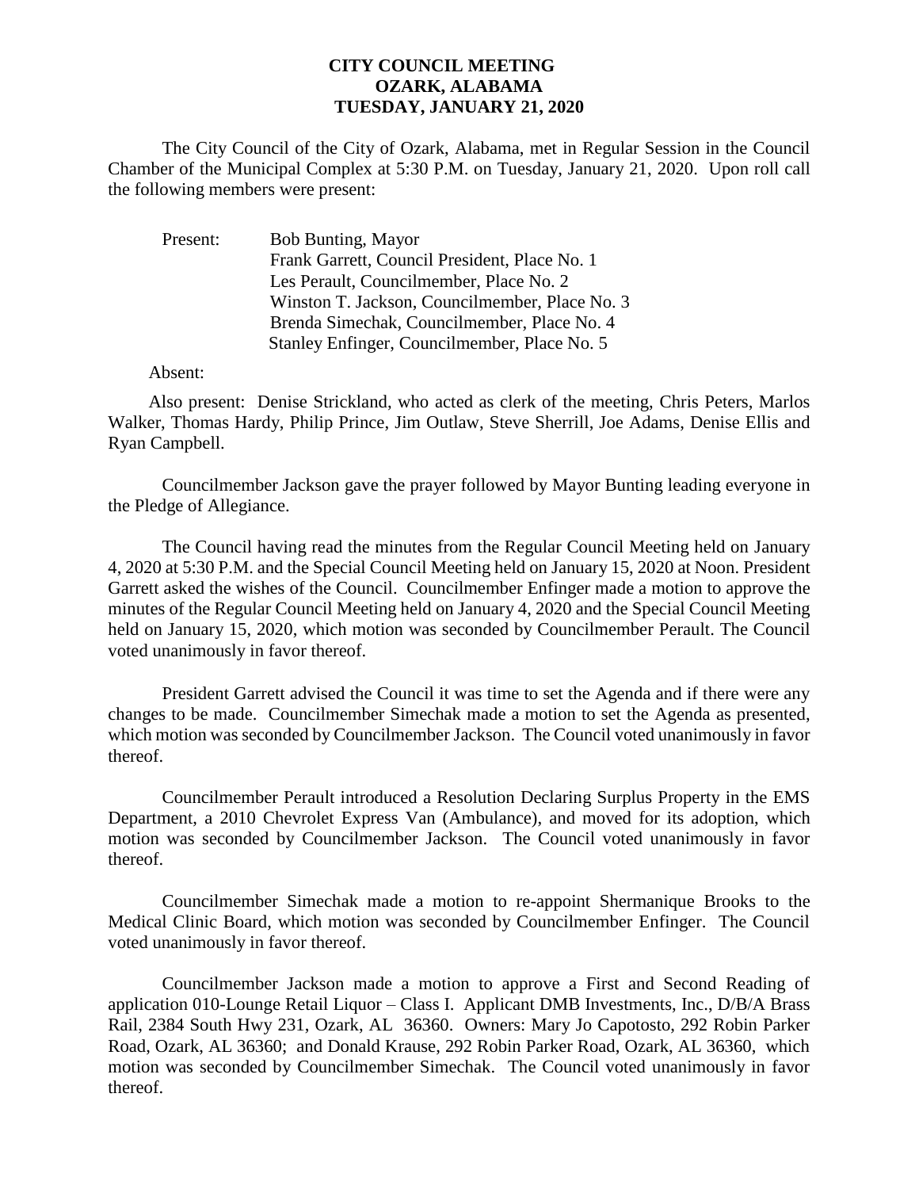**CITY COUNCIL MEETING**
**OZARK, ALABAMA**
**TUESDAY, JANUARY 21, 2020**

The City Council of the City of Ozark, Alabama, met in Regular Session in the Council Chamber of the Municipal Complex at 5:30 P.M. on Tuesday, January 21, 2020. Upon roll call the following members were present:

Present: Bob Bunting, Mayor
Frank Garrett, Council President, Place No. 1
Les Perault, Councilmember, Place No. 2
Winston T. Jackson, Councilmember, Place No. 3
Brenda Simechak, Councilmember, Place No. 4
Stanley Enfinger, Councilmember, Place No. 5

Absent:

Also present: Denise Strickland, who acted as clerk of the meeting, Chris Peters, Marlos Walker, Thomas Hardy, Philip Prince, Jim Outlaw, Steve Sherrill, Joe Adams, Denise Ellis and Ryan Campbell.

Councilmember Jackson gave the prayer followed by Mayor Bunting leading everyone in the Pledge of Allegiance.

The Council having read the minutes from the Regular Council Meeting held on January 4, 2020 at 5:30 P.M. and the Special Council Meeting held on January 15, 2020 at Noon. President Garrett asked the wishes of the Council. Councilmember Enfinger made a motion to approve the minutes of the Regular Council Meeting held on January 4, 2020 and the Special Council Meeting held on January 15, 2020, which motion was seconded by Councilmember Perault. The Council voted unanimously in favor thereof.

President Garrett advised the Council it was time to set the Agenda and if there were any changes to be made. Councilmember Simechak made a motion to set the Agenda as presented, which motion was seconded by Councilmember Jackson. The Council voted unanimously in favor thereof.

Councilmember Perault introduced a Resolution Declaring Surplus Property in the EMS Department, a 2010 Chevrolet Express Van (Ambulance), and moved for its adoption, which motion was seconded by Councilmember Jackson. The Council voted unanimously in favor thereof.

Councilmember Simechak made a motion to re-appoint Shermanique Brooks to the Medical Clinic Board, which motion was seconded by Councilmember Enfinger. The Council voted unanimously in favor thereof.

Councilmember Jackson made a motion to approve a First and Second Reading of application 010-Lounge Retail Liquor – Class I. Applicant DMB Investments, Inc., D/B/A Brass Rail, 2384 South Hwy 231, Ozark, AL 36360. Owners: Mary Jo Capotosto, 292 Robin Parker Road, Ozark, AL 36360; and Donald Krause, 292 Robin Parker Road, Ozark, AL 36360, which motion was seconded by Councilmember Simechak. The Council voted unanimously in favor thereof.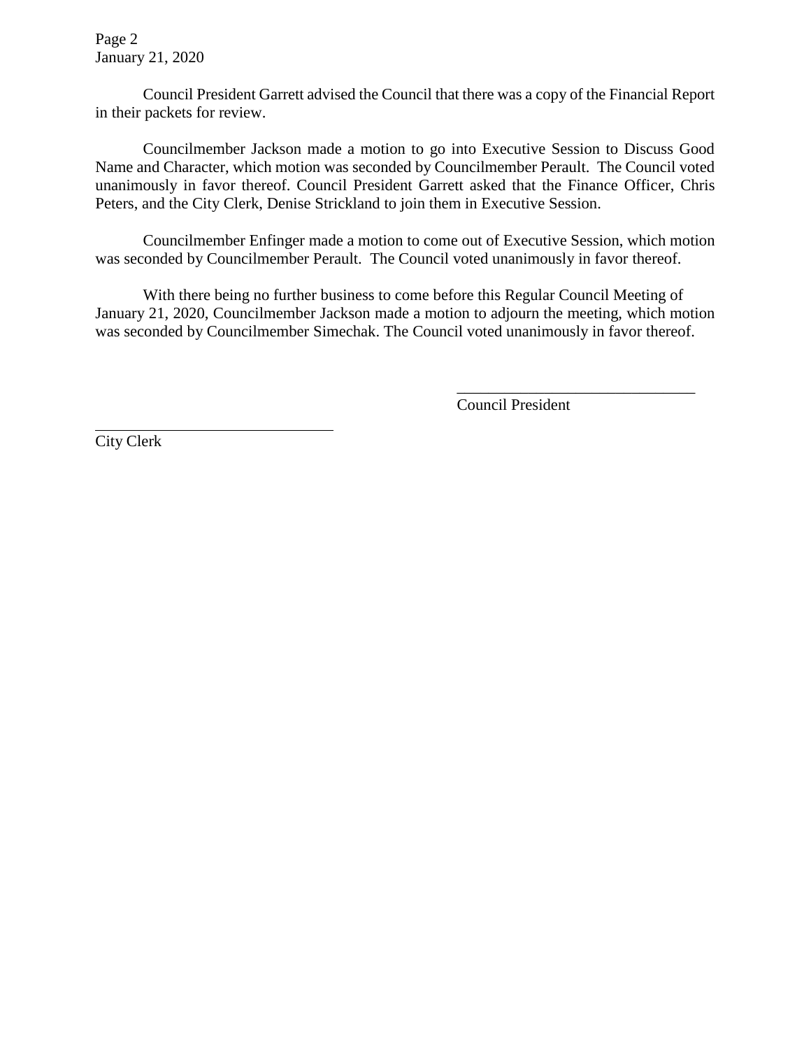Council President Garrett advised the Council that there was a copy of the Financial Report in their packets for review.

Councilmember Jackson made a motion to go into Executive Session to Discuss Good Name and Character, which motion was seconded by Councilmember Perault. The Council voted unanimously in favor thereof. Council President Garrett asked that the Finance Officer, Chris Peters, and the City Clerk, Denise Strickland to join them in Executive Session.

Councilmember Enfinger made a motion to come out of Executive Session, which motion was seconded by Councilmember Perault. The Council voted unanimously in favor thereof.

With there being no further business to come before this Regular Council Meeting of January 21, 2020, Councilmember Jackson made a motion to adjourn the meeting, which motion was seconded by Councilmember Simechak. The Council voted unanimously in favor thereof.

\_\_\_\_\_\_\_\_\_\_\_\_\_\_\_\_\_\_\_\_\_\_\_\_\_\_\_\_\_\_
Council President

\_\_\_\_\_\_\_\_\_\_\_\_\_\_\_\_\_\_\_\_\_\_\_\_\_\_\_\_\_\_
City Clerk